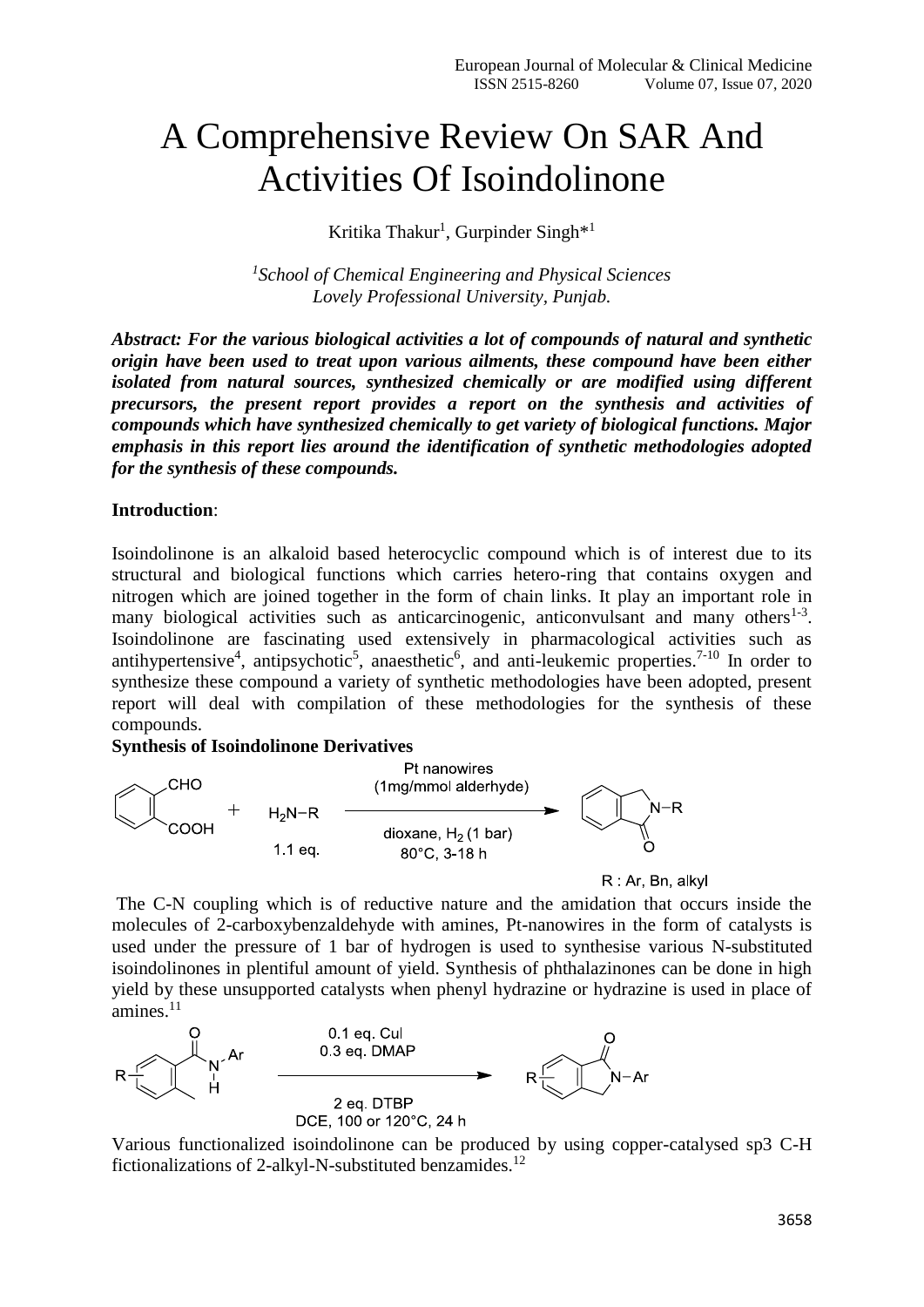# A Comprehensive Review On SAR And Activities Of Isoindolinone

Kritika Thakur[1], Gurpinder Singh*[1]

*[1]School of Chemical Engineering and Physical Sciences*
*Lovely Professional University, Punjab.*

***Abstract: For the various biological activities a lot of compounds of natural and synthetic origin have been used to treat upon various ailments, these compound have been either isolated from natural sources, synthesized chemically or are modified using different precursors, the present report provides a report on the synthesis and activities of compounds which have synthesized chemically to get variety of biological functions. Major emphasis in this report lies around the identification of synthetic methodologies adopted for the synthesis of these compounds.***

**Introduction**:

Isoindolinone is an alkaloid based heterocyclic compound which is of interest due to its structural and biological functions which carries hetero-ring that contains oxygen and nitrogen which are joined together in the form of chain links. It play an important role in many biological activities such as anticarcinogenic, anticonvulsant and many others[1-3]. Isoindolinone are fascinating used extensively in pharmacological activities such as antihypertensive[4], antipsychotic[5], anaesthetic[6], and anti-leukemic properties.[7-10] In order to synthesize these compound a variety of synthetic methodologies have been adopted, present report will deal with compilation of these methodologies for the synthesis of these compounds.

**Synthesis of Isoindolinone Derivatives**

2-carboxybenzaldehyde (CHO, COOH) + $H_2N-R$ (1.1 eq.) → [Pt nanowires (1mg/mmol alderhyde); dioxane, $H_2$ (1 bar), 80°C, 3-18 h] → N-R isoindolinone

R : Ar, Bn, alkyl

The C-N coupling which is of reductive nature and the amidation that occurs inside the molecules of 2-carboxybenzaldehyde with amines, Pt-nanowires in the form of catalysts is used under the pressure of 1 bar of hydrogen is used to synthesise various N-substituted isoindolinones in plentiful amount of yield. Synthesis of phthalazinones can be done in high yield by these unsupported catalysts when phenyl hydrazine or hydrazine is used in place of amines.[11]

2-methyl-N-aryl benzamide (R) → [0.1 eq. CuI, 0.3 eq. DMAP; 2 eq. DTBP, DCE, 100 or 120°C, 24 h] → N-Ar isoindolinone (R)

Various functionalized isoindolinone can be produced by using copper-catalysed sp3 C-H fictionalizations of 2-alkyl-N-substituted benzamides.[12]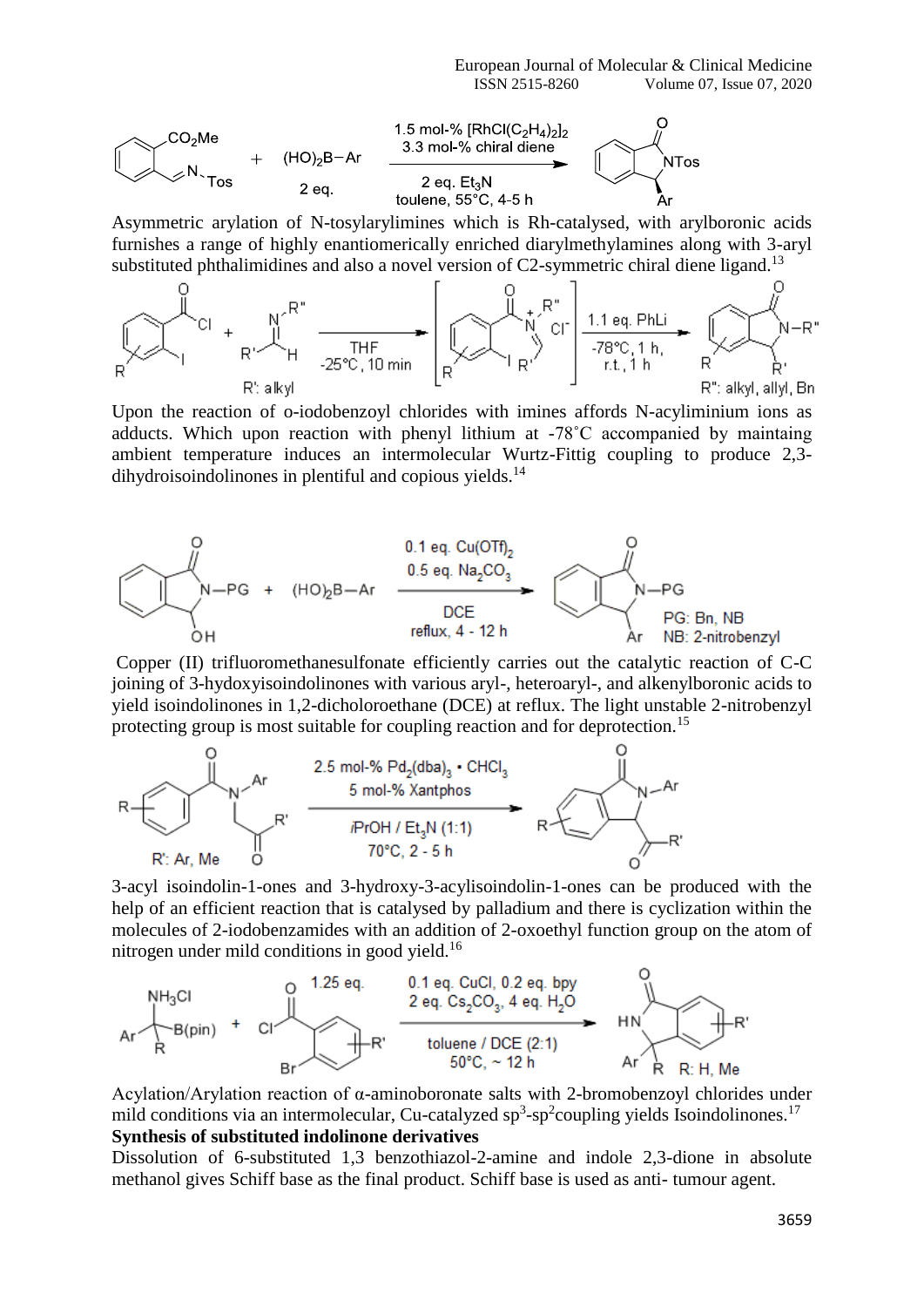Asymmetric arylation of N-tosylarylimines which is Rh-catalysed, with arylboronic acids furnishes a range of highly enantiomerically enriched diarylmethylamines along with 3-aryl substituted phthalimidines and also a novel version of C2-symmetric chiral diene ligand.[13]

Upon the reaction of o-iodobenzoyl chlorides with imines affords N-acyliminium ions as adducts. Which upon reaction with phenyl lithium at -78˚C accompanied by maintaing ambient temperature induces an intermolecular Wurtz-Fittig coupling to produce 2,3-dihydroisoindolinones in plentiful and copious yields.[14]

Copper (II) trifluoromethanesulfonate efficiently carries out the catalytic reaction of C-C joining of 3-hydoxyisoindolinones with various aryl-, heteroaryl-, and alkenylboronic acids to yield isoindolinones in 1,2-dicholoroethane (DCE) at reflux. The light unstable 2-nitrobenzyl protecting group is most suitable for coupling reaction and for deprotection.[15]

3-acyl isoindolin-1-ones and 3-hydroxy-3-acylisoindolin-1-ones can be produced with the help of an efficient reaction that is catalysed by palladium and there is cyclization within the molecules of 2-iodobenzamides with an addition of 2-oxoethyl function group on the atom of nitrogen under mild conditions in good yield.[16]

Acylation/Arylation reaction of α-aminoboronate salts with 2-bromobenzoyl chlorides under mild conditions via an intermolecular, Cu-catalyzed $sp^3$-$sp^2$coupling yields Isoindolinones.[17]

**Synthesis of substituted indolinone derivatives**

Dissolution of 6-substituted 1,3 benzothiazol-2-amine and indole 2,3-dione in absolute methanol gives Schiff base as the final product. Schiff base is used as anti- tumour agent.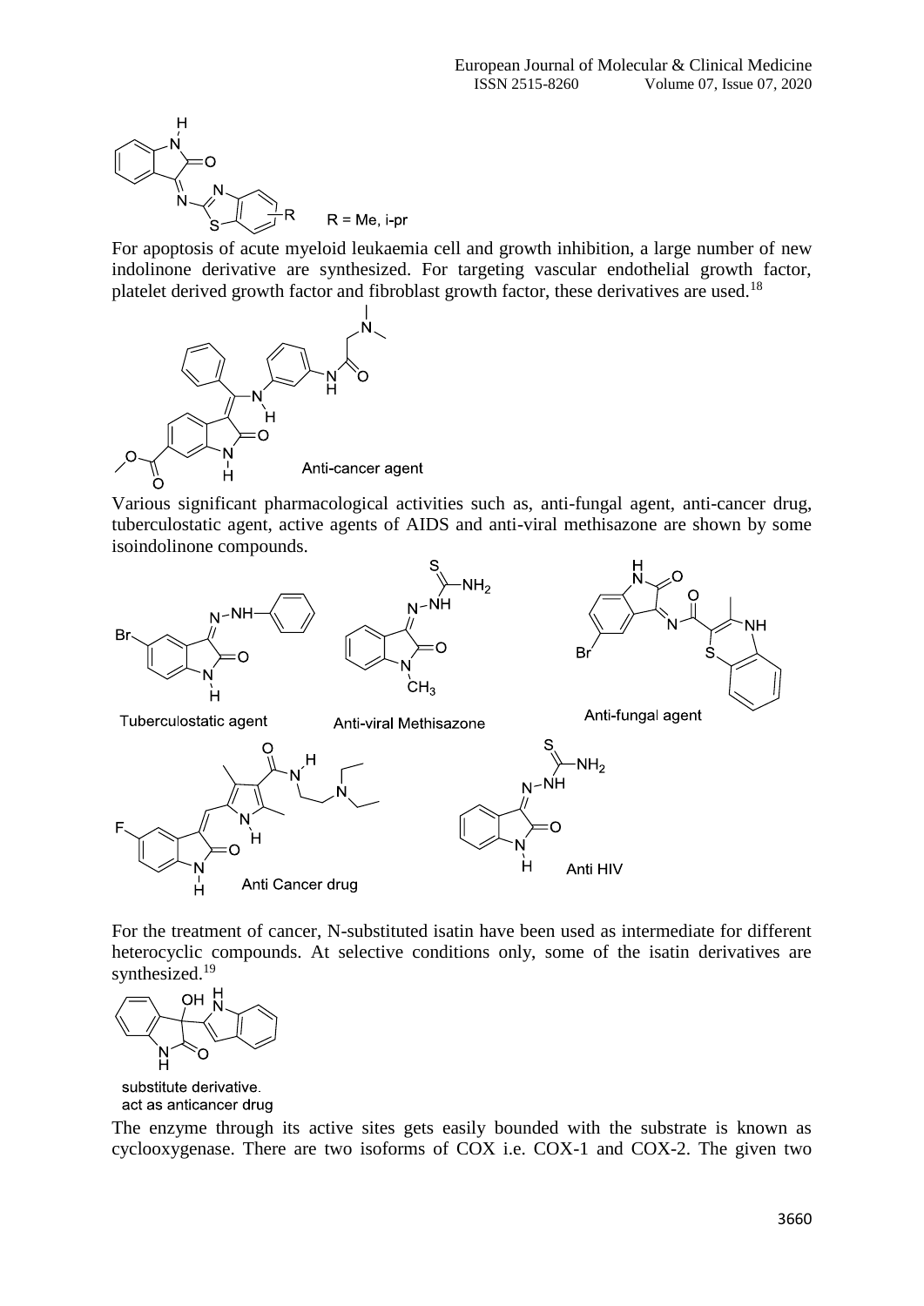R = Me, i-pr

For apoptosis of acute myeloid leukaemia cell and growth inhibition, a large number of new indolinone derivative are synthesized. For targeting vascular endothelial growth factor, platelet derived growth factor and fibroblast growth factor, these derivatives are used.[18]

Anti-cancer agent

Various significant pharmacological activities such as, anti-fungal agent, anti-cancer drug, tuberculostatic agent, active agents of AIDS and anti-viral methisazone are shown by some isoindolinone compounds.

Tuberculostatic agent

Anti-viral Methisazone

Anti-fungal agent

Anti Cancer drug

Anti HIV

For the treatment of cancer, N-substituted isatin have been used as intermediate for different heterocyclic compounds. At selective conditions only, some of the isatin derivatives are synthesized.[19]

substitute derivative.
act as anticancer drug

The enzyme through its active sites gets easily bounded with the substrate is known as cyclooxygenase. There are two isoforms of COX i.e. COX-1 and COX-2. The given two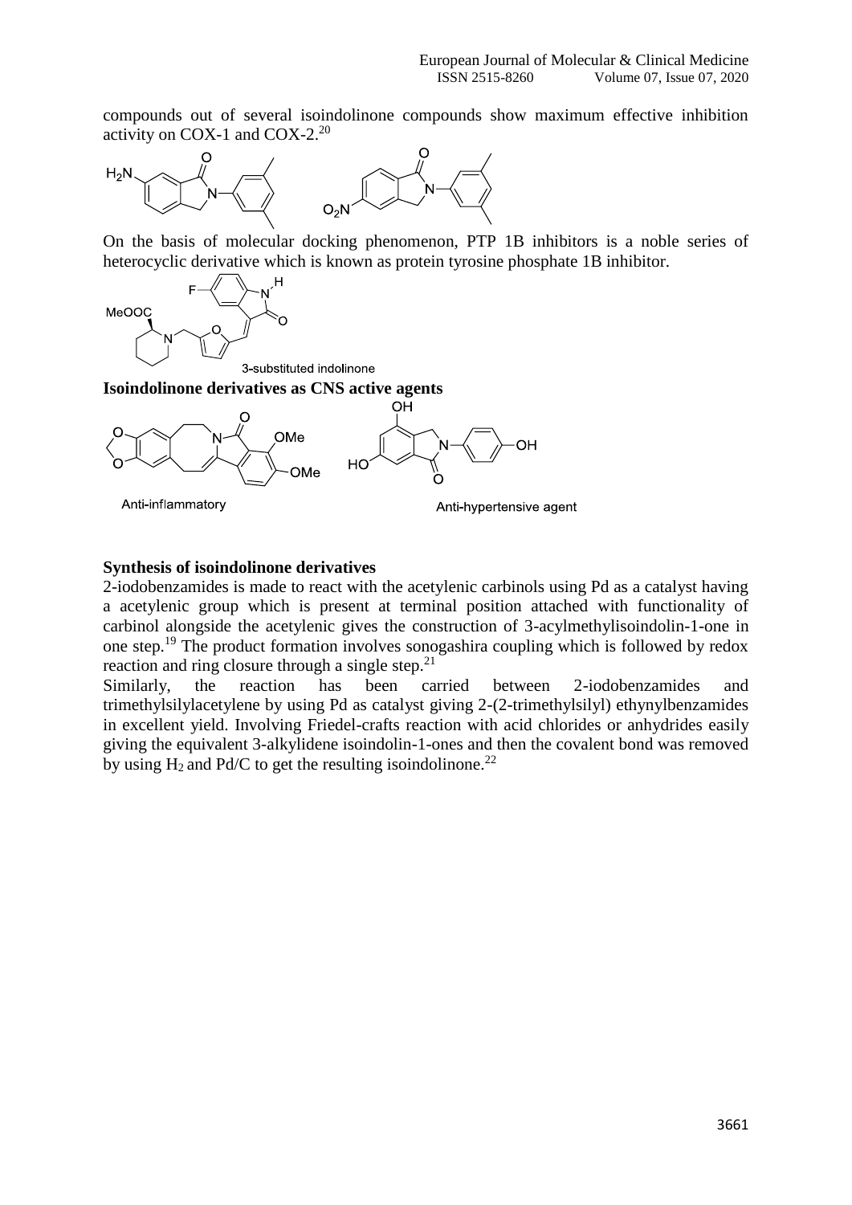compounds out of several isoindolinone compounds show maximum effective inhibition activity on COX-1 and COX-2.[20]

On the basis of molecular docking phenomenon, PTP 1B inhibitors is a noble series of heterocyclic derivative which is known as protein tyrosine phosphate 1B inhibitor.

3-substituted indolinone

**Isoindolinone derivatives as CNS active agents**

Anti-inflammatory

Anti-hypertensive agent

**Synthesis of isoindolinone derivatives**

2-iodobenzamides is made to react with the acetylenic carbinols using Pd as a catalyst having a acetylenic group which is present at terminal position attached with functionality of carbinol alongside the acetylenic gives the construction of 3-acylmethylisoindolin-1-one in one step.[19] The product formation involves sonogashira coupling which is followed by redox reaction and ring closure through a single step.[21]

Similarly, the reaction has been carried between 2-iodobenzamides and trimethylsilylacetylene by using Pd as catalyst giving 2-(2-trimethylsilyl) ethynylbenzamides in excellent yield. Involving Friedel-crafts reaction with acid chlorides or anhydrides easily giving the equivalent 3-alkylidene isoindolin-1-ones and then the covalent bond was removed by using $H_2$ and Pd/C to get the resulting isoindolinone.[22]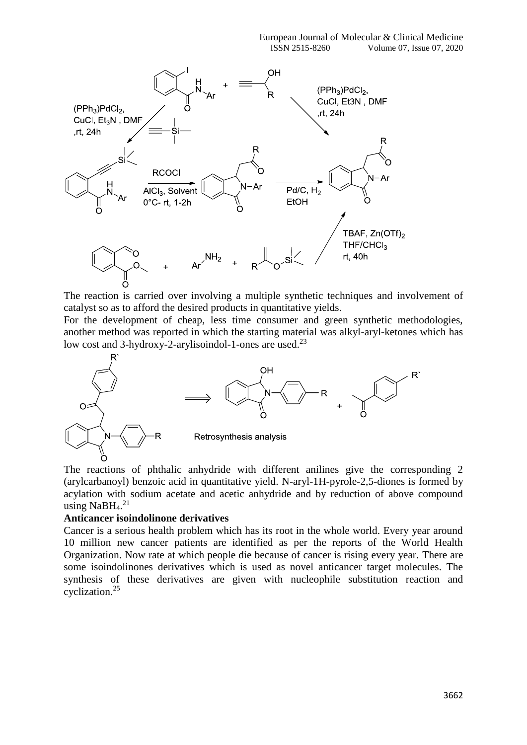The reaction is carried over involving a multiple synthetic techniques and involvement of catalyst so as to afford the desired products in quantitative yields.

For the development of cheap, less time consumer and green synthetic methodologies, another method was reported in which the starting material was alkyl-aryl-ketones which has low cost and 3-hydroxy-2-arylisoindol-1-ones are used.[23]

The reactions of phthalic anhydride with different anilines give the corresponding 2 (arylcarbanoyl) benzoic acid in quantitative yield. N-aryl-1H-pyrole-2,5-diones is formed by acylation with sodium acetate and acetic anhydride and by reduction of above compound using $NaBH_4$.[21]

**Anticancer isoindolinone derivatives**

Cancer is a serious health problem which has its root in the whole world. Every year around 10 million new cancer patients are identified as per the reports of the World Health Organization. Now rate at which people die because of cancer is rising every year. There are some isoindolinones derivatives which is used as novel anticancer target molecules. The synthesis of these derivatives are given with nucleophile substitution reaction and cyclization.[25]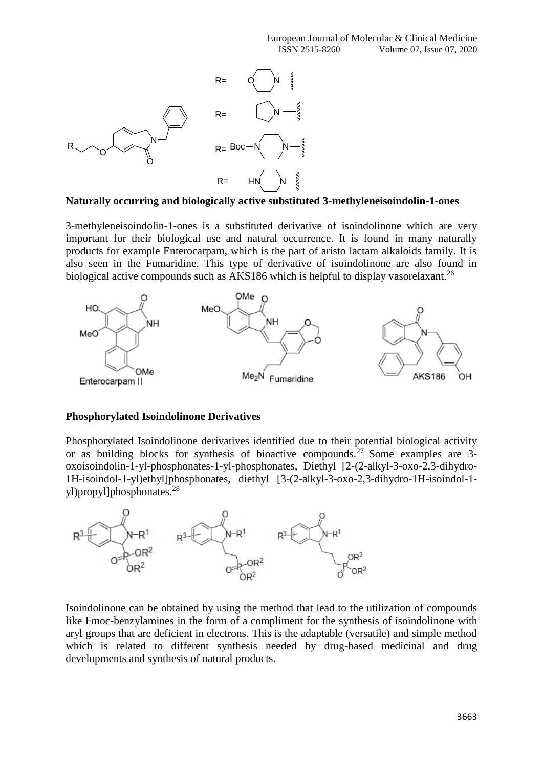**Naturally occurring and biologically active substituted 3-methyleneisoindolin-1-ones**

3-methyleneisoindolin-1-ones is a substituted derivative of isoindolinone which are very important for their biological use and natural occurrence. It is found in many naturally products for example Enterocarpam, which is the part of aristo lactam alkaloids family. It is also seen in the Fumaridine. This type of derivative of isoindolinone are also found in biological active compounds such as AKS186 which is helpful to display vasorelaxant.[26]

**Phosphorylated Isoindolinone Derivatives**

Phosphorylated Isoindolinone derivatives identified due to their potential biological activity or as building blocks for synthesis of bioactive compounds.[27] Some examples are 3-oxoisoindolin-1-yl-phosphonates-1-yl-phosphonates, Diethyl [2-(2-alkyl-3-oxo-2,3-dihydro-1H-isoindol-1-yl)ethyl]phosphonates, diethyl [3-(2-alkyl-3-oxo-2,3-dihydro-1H-isoindol-1-yl)propyl]phosphonates.[28]

Isoindolinone can be obtained by using the method that lead to the utilization of compounds like Fmoc-benzylamines in the form of a compliment for the synthesis of isoindolinone with aryl groups that are deficient in electrons. This is the adaptable (versatile) and simple method which is related to different synthesis needed by drug-based medicinal and drug developments and synthesis of natural products.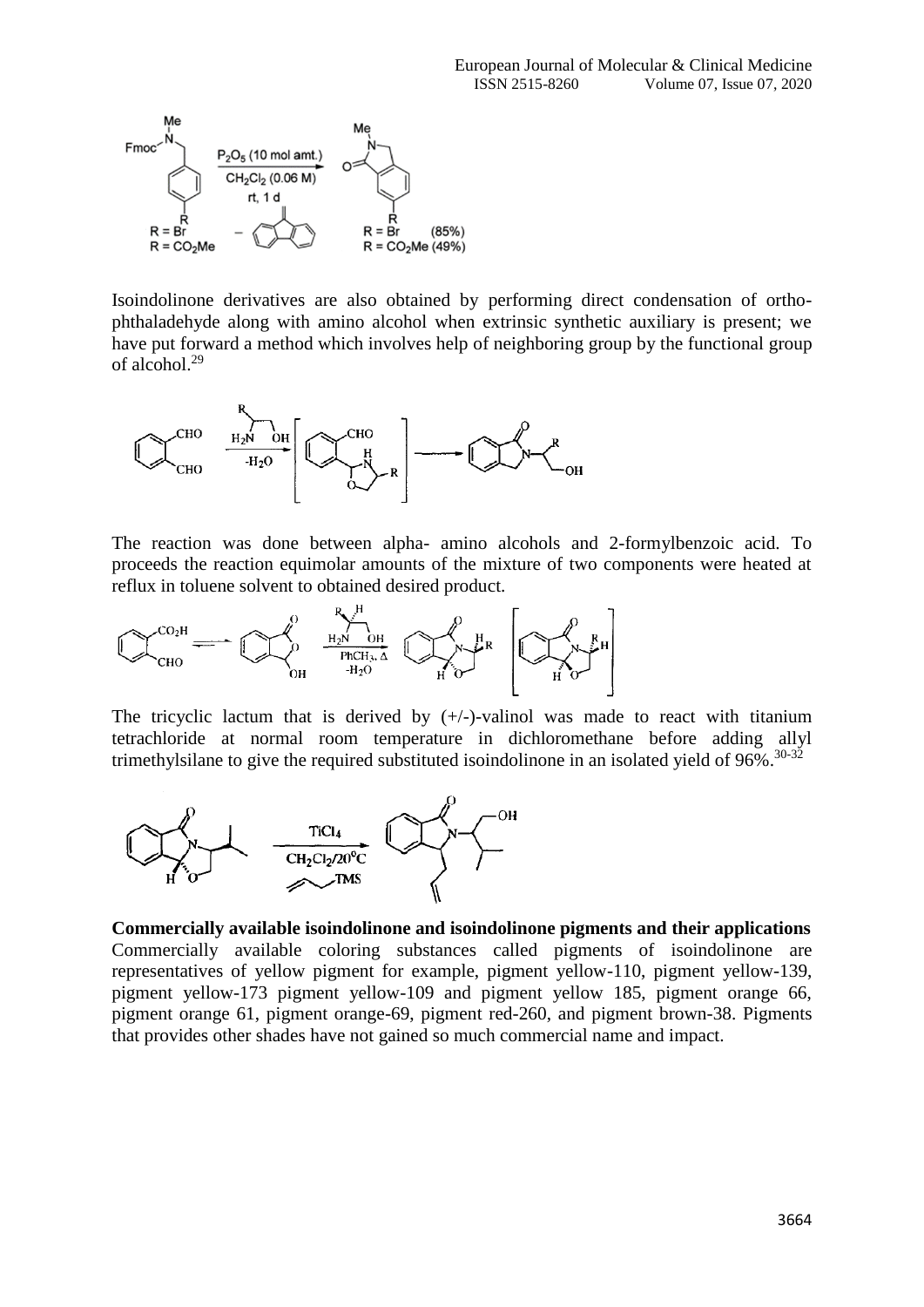Isoindolinone derivatives are also obtained by performing direct condensation of ortho-phthaladehyde along with amino alcohol when extrinsic synthetic auxiliary is present; we have put forward a method which involves help of neighboring group by the functional group of alcohol.[29]

The reaction was done between alpha- amino alcohols and 2-formylbenzoic acid. To proceeds the reaction equimolar amounts of the mixture of two components were heated at reflux in toluene solvent to obtained desired product.

The tricyclic lactum that is derived by (+/-)-valinol was made to react with titanium tetrachloride at normal room temperature in dichloromethane before adding allyl trimethylsilane to give the required substituted isoindolinone in an isolated yield of 96%.[30-32]

**Commercially available isoindolinone and isoindolinone pigments and their applications**

Commercially available coloring substances called pigments of isoindolinone are representatives of yellow pigment for example, pigment yellow-110, pigment yellow-139, pigment yellow-173 pigment yellow-109 and pigment yellow 185, pigment orange 66, pigment orange 61, pigment orange-69, pigment red-260, and pigment brown-38. Pigments that provides other shades have not gained so much commercial name and impact.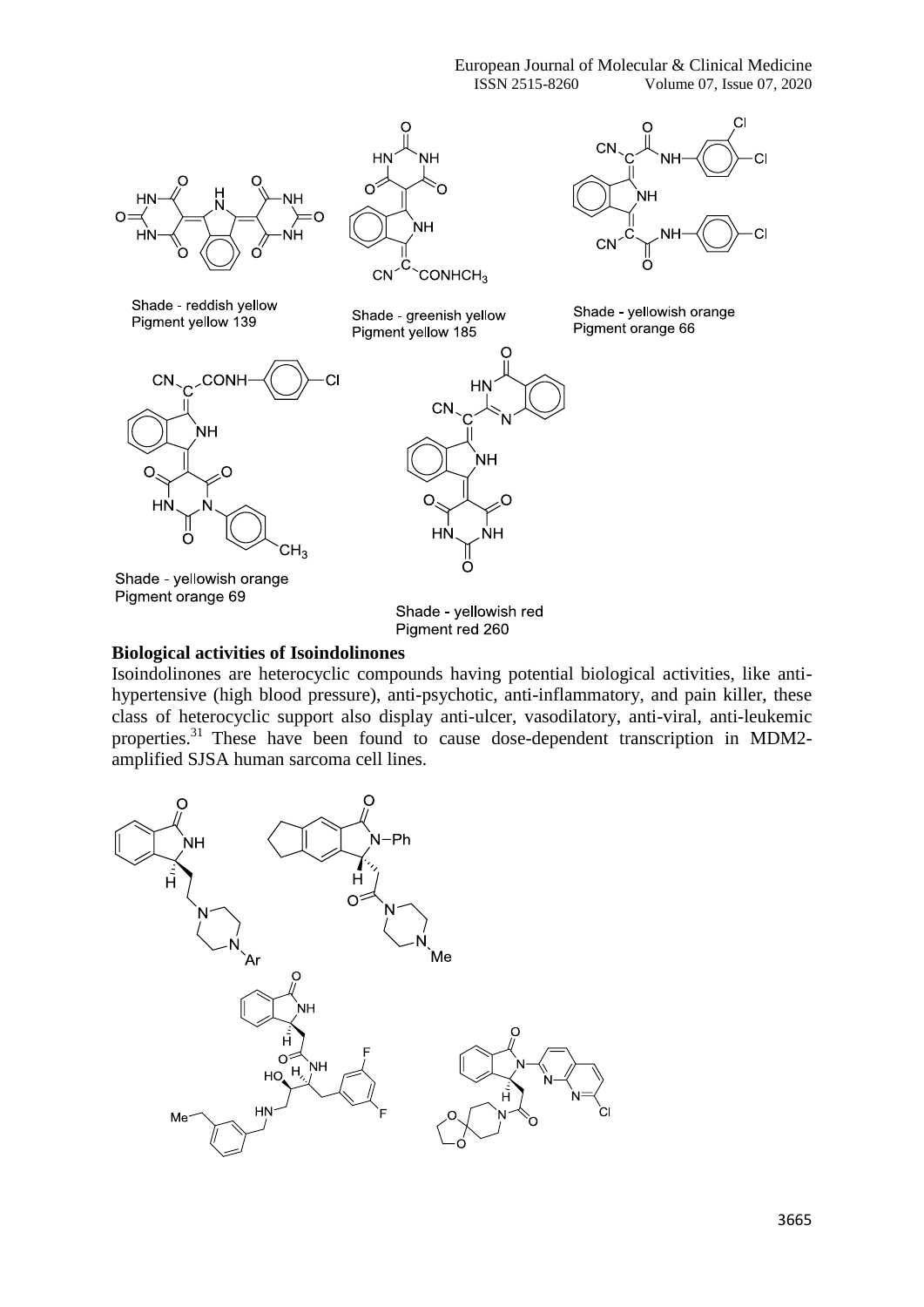Shade - reddish yellow
Pigment yellow 139

Shade - greenish yellow
Pigment yellow 185

Shade - yellowish orange
Pigment orange 66

Shade - yellowish orange
Pigment orange 69

Shade - yellowish red
Pigment red 260

**Biological activities of Isoindolinones**

Isoindolinones are heterocyclic compounds having potential biological activities, like anti-hypertensive (high blood pressure), anti-psychotic, anti-inflammatory, and pain killer, these class of heterocyclic support also display anti-ulcer, vasodilatory, anti-viral, anti-leukemic properties.[31] These have been found to cause dose-dependent transcription in MDM2-amplified SJSA human sarcoma cell lines.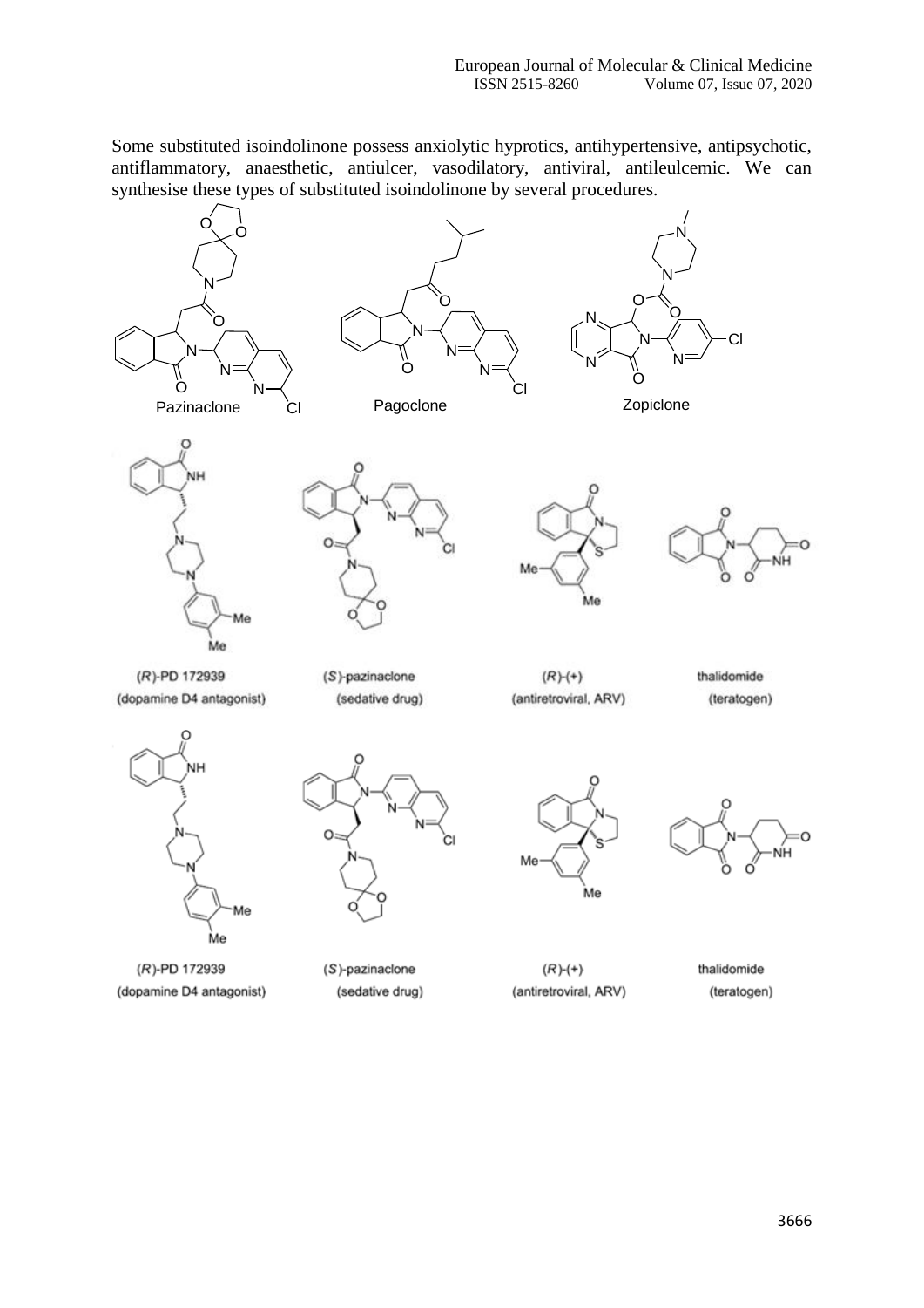Some substituted isoindolinone possess anxiolytic hyprotics, antihypertensive, antipsychotic, antiflammatory, anaesthetic, antiulcer, vasodilatory, antiviral, antileulcemic. We can synthesise these types of substituted isoindolinone by several procedures.

Pazinaclone

Pagoclone

Zopiclone

(R)-PD 172939
(dopamine D4 antagonist)

(S)-pazinaclone
(sedative drug)

(R)-(+)
(antiretroviral, ARV)

thalidomide
(teratogen)

(R)-PD 172939
(dopamine D4 antagonist)

(S)-pazinaclone
(sedative drug)

(R)-(+)
(antiretroviral, ARV)

thalidomide
(teratogen)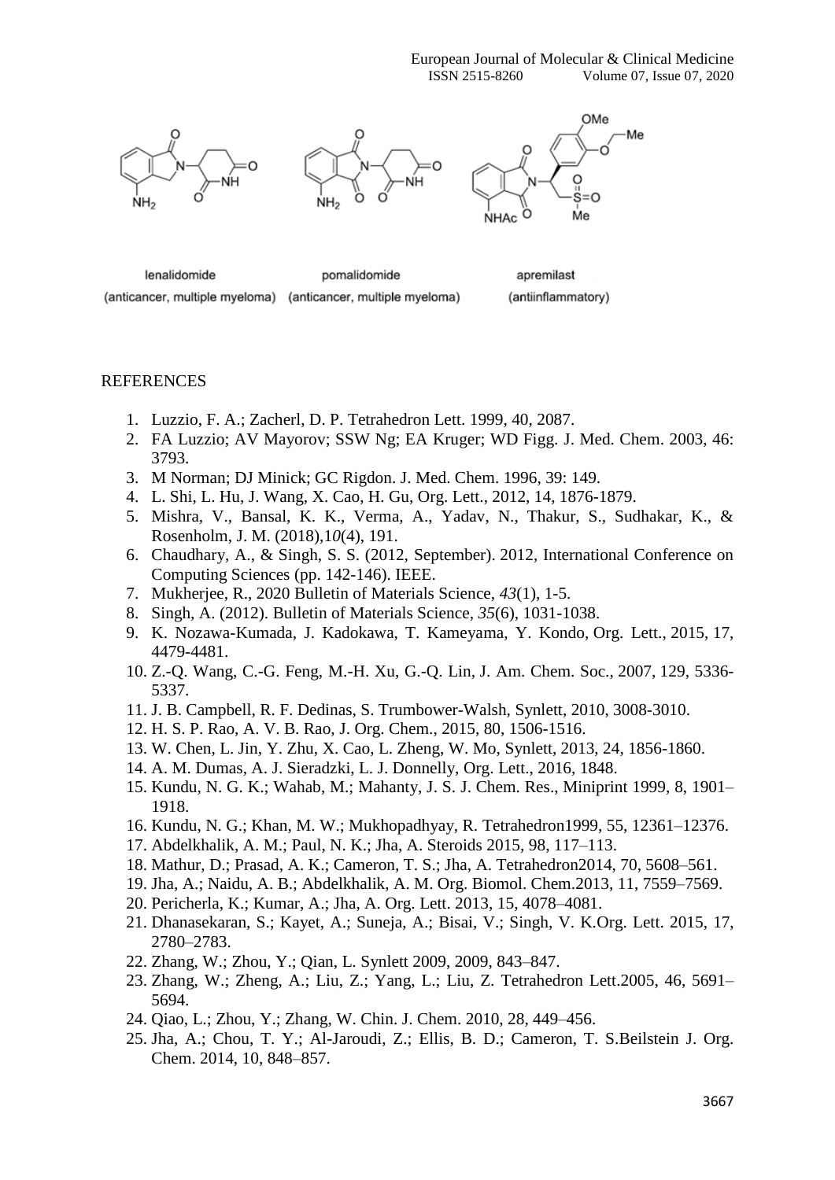lenalidomide (anticancer, multiple myeloma)

pomalidomide (anticancer, multiple myeloma)

apremilast (antiinflammatory)

## REFERENCES

1. Luzzio, F. A.; Zacherl, D. P. Tetrahedron Lett. 1999, 40, 2087.
2. FA Luzzio; AV Mayorov; SSW Ng; EA Kruger; WD Figg. J. Med. Chem. 2003, 46: 3793.
3. M Norman; DJ Minick; GC Rigdon. J. Med. Chem. 1996, 39: 149.
4. L. Shi, L. Hu, J. Wang, X. Cao, H. Gu, Org. Lett., 2012, 14, 1876-1879.
5. Mishra, V., Bansal, K. K., Verma, A., Yadav, N., Thakur, S., Sudhakar, K., & Rosenholm, J. M. (2018),1*0*(4), 191.
6. Chaudhary, A., & Singh, S. S. (2012, September). 2012, International Conference on Computing Sciences (pp. 142-146). IEEE.
7. Mukherjee, R., 2020 Bulletin of Materials Science, *43*(1), 1-5.
8. Singh, A. (2012). Bulletin of Materials Science, *35*(6), 1031-1038.
9. K. Nozawa-Kumada, J. Kadokawa, T. Kameyama, Y. Kondo, Org. Lett., 2015, 17, 4479-4481.
10. Z.-Q. Wang, C.-G. Feng, M.-H. Xu, G.-Q. Lin, J. Am. Chem. Soc., 2007, 129, 5336-5337.
11. J. B. Campbell, R. F. Dedinas, S. Trumbower-Walsh, Synlett, 2010, 3008-3010.
12. H. S. P. Rao, A. V. B. Rao, J. Org. Chem., 2015, 80, 1506-1516.
13. W. Chen, L. Jin, Y. Zhu, X. Cao, L. Zheng, W. Mo, Synlett, 2013, 24, 1856-1860.
14. A. M. Dumas, A. J. Sieradzki, L. J. Donnelly, Org. Lett., 2016, 1848.
15. Kundu, N. G. K.; Wahab, M.; Mahanty, J. S. J. Chem. Res., Miniprint 1999, 8, 1901–1918.
16. Kundu, N. G.; Khan, M. W.; Mukhopadhyay, R. Tetrahedron1999, 55, 12361–12376.
17. Abdelkhalik, A. M.; Paul, N. K.; Jha, A. Steroids 2015, 98, 117–113.
18. Mathur, D.; Prasad, A. K.; Cameron, T. S.; Jha, A. Tetrahedron2014, 70, 5608–561.
19. Jha, A.; Naidu, A. B.; Abdelkhalik, A. M. Org. Biomol. Chem.2013, 11, 7559–7569.
20. Pericherla, K.; Kumar, A.; Jha, A. Org. Lett. 2013, 15, 4078–4081.
21. Dhanasekaran, S.; Kayet, A.; Suneja, A.; Bisai, V.; Singh, V. K.Org. Lett. 2015, 17, 2780–2783.
22. Zhang, W.; Zhou, Y.; Qian, L. Synlett 2009, 2009, 843–847.
23. Zhang, W.; Zheng, A.; Liu, Z.; Yang, L.; Liu, Z. Tetrahedron Lett.2005, 46, 5691–5694.
24. Qiao, L.; Zhou, Y.; Zhang, W. Chin. J. Chem. 2010, 28, 449–456.
25. Jha, A.; Chou, T. Y.; Al-Jaroudi, Z.; Ellis, B. D.; Cameron, T. S.Beilstein J. Org. Chem. 2014, 10, 848–857.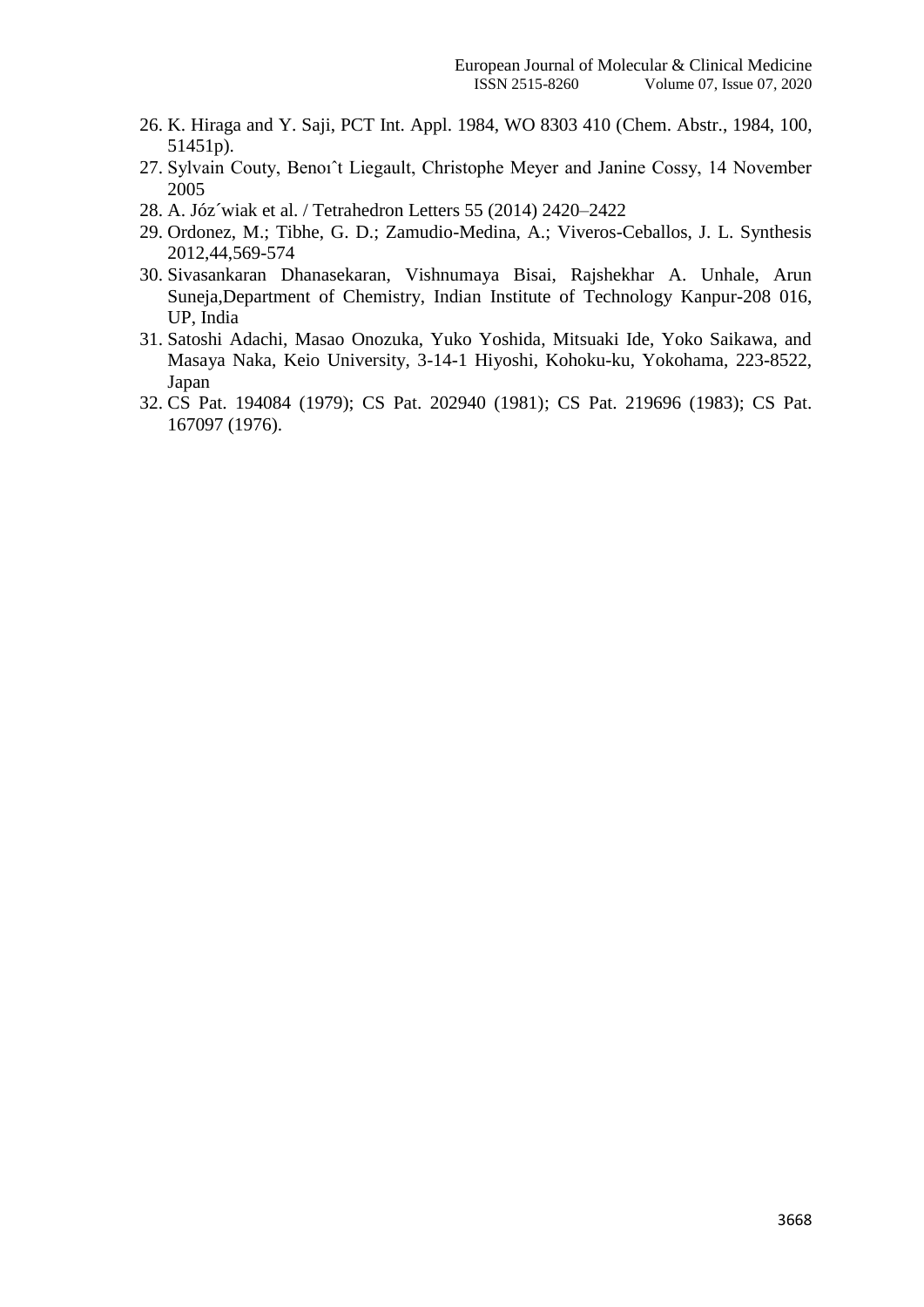26. K. Hiraga and Y. Saji, PCT Int. Appl. 1984, WO 8303 410 (Chem. Abstr., 1984, 100, 51451p).
27. Sylvain Couty, Benoıˆt Liegault, Christophe Meyer and Janine Cossy, 14 November 2005
28. A. Józ´wiak et al. / Tetrahedron Letters 55 (2014) 2420–2422
29. Ordonez, M.; Tibhe, G. D.; Zamudio-Medina, A.; Viveros-Ceballos, J. L. Synthesis 2012,44,569-574
30. Sivasankaran Dhanasekaran, Vishnumaya Bisai, Rajshekhar A. Unhale, Arun Suneja,Department of Chemistry, Indian Institute of Technology Kanpur-208 016, UP, India
31. Satoshi Adachi, Masao Onozuka, Yuko Yoshida, Mitsuaki Ide, Yoko Saikawa, and Masaya Naka, Keio University, 3-14-1 Hiyoshi, Kohoku-ku, Yokohama, 223-8522, Japan
32. CS Pat. 194084 (1979); CS Pat. 202940 (1981); CS Pat. 219696 (1983); CS Pat. 167097 (1976).